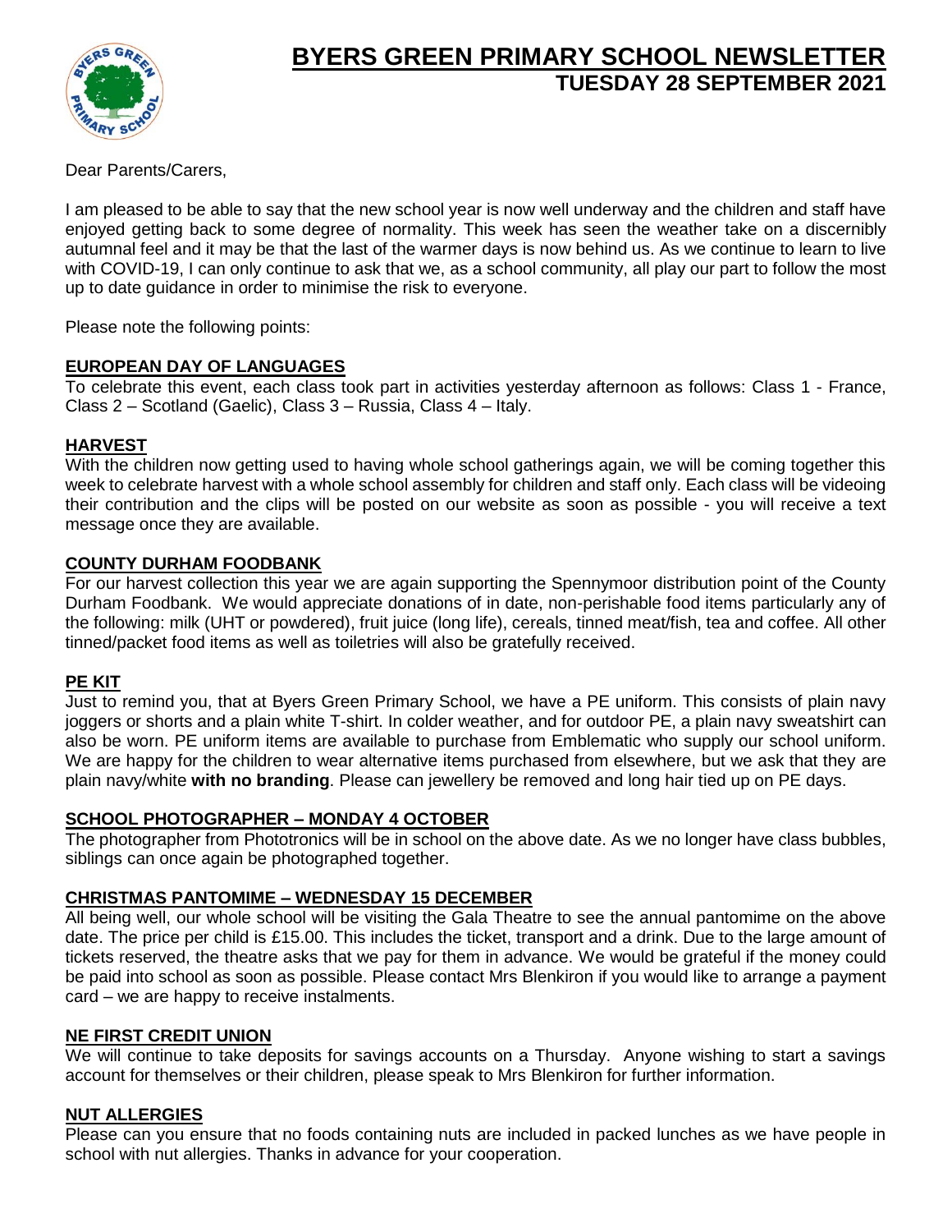# BYERS GREEN PRIMARY SCHOOL NEWSLETTER
## TUESDAY 28 SEPTEMBER 2021

Dear Parents/Carers,

I am pleased to be able to say that the new school year is now well underway and the children and staff have enjoyed getting back to some degree of normality. This week has seen the weather take on a discernibly autumnal feel and it may be that the last of the warmer days is now behind us. As we continue to learn to live with COVID-19, I can only continue to ask that we, as a school community, all play our part to follow the most up to date guidance in order to minimise the risk to everyone.

Please note the following points:

### EUROPEAN DAY OF LANGUAGES

To celebrate this event, each class took part in activities yesterday afternoon as follows: Class 1 - France, Class 2 – Scotland (Gaelic), Class 3 – Russia, Class 4 – Italy.

### HARVEST

With the children now getting used to having whole school gatherings again, we will be coming together this week to celebrate harvest with a whole school assembly for children and staff only. Each class will be videoing their contribution and the clips will be posted on our website as soon as possible - you will receive a text message once they are available.

### COUNTY DURHAM FOODBANK

For our harvest collection this year we are again supporting the Spennymoor distribution point of the County Durham Foodbank. We would appreciate donations of in date, non-perishable food items particularly any of the following: milk (UHT or powdered), fruit juice (long life), cereals, tinned meat/fish, tea and coffee. All other tinned/packet food items as well as toiletries will also be gratefully received.

### PE KIT

Just to remind you, that at Byers Green Primary School, we have a PE uniform. This consists of plain navy joggers or shorts and a plain white T-shirt. In colder weather, and for outdoor PE, a plain navy sweatshirt can also be worn. PE uniform items are available to purchase from Emblematic who supply our school uniform. We are happy for the children to wear alternative items purchased from elsewhere, but we ask that they are plain navy/white **with no branding**. Please can jewellery be removed and long hair tied up on PE days.

### SCHOOL PHOTOGRAPHER – MONDAY 4 OCTOBER

The photographer from Phototronics will be in school on the above date. As we no longer have class bubbles, siblings can once again be photographed together.

### CHRISTMAS PANTOMIME – WEDNESDAY 15 DECEMBER

All being well, our whole school will be visiting the Gala Theatre to see the annual pantomime on the above date. The price per child is £15.00. This includes the ticket, transport and a drink. Due to the large amount of tickets reserved, the theatre asks that we pay for them in advance. We would be grateful if the money could be paid into school as soon as possible. Please contact Mrs Blenkiron if you would like to arrange a payment card – we are happy to receive instalments.

### NE FIRST CREDIT UNION

We will continue to take deposits for savings accounts on a Thursday. Anyone wishing to start a savings account for themselves or their children, please speak to Mrs Blenkiron for further information.

### NUT ALLERGIES

Please can you ensure that no foods containing nuts are included in packed lunches as we have people in school with nut allergies. Thanks in advance for your cooperation.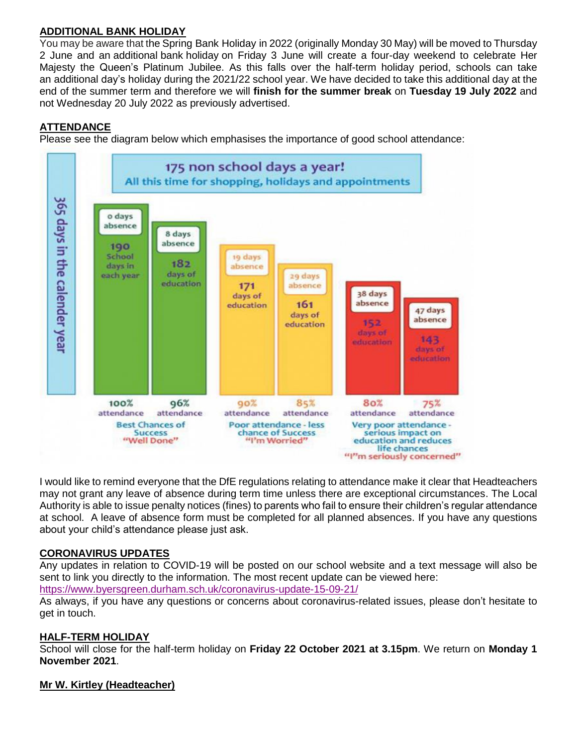## ADDITIONAL BANK HOLIDAY

You may be aware that the Spring Bank Holiday in 2022 (originally Monday 30 May) will be moved to Thursday 2 June and an additional bank holiday on Friday 3 June will create a four-day weekend to celebrate Her Majesty the Queen's Platinum Jubilee. As this falls over the half-term holiday period, schools can take an additional day's holiday during the 2021/22 school year. We have decided to take this additional day at the end of the summer term and therefore we will **finish for the summer break** on **Tuesday 19 July 2022** and not Wednesday 20 July 2022 as previously advertised.

## ATTENDANCE

Please see the diagram below which emphasises the importance of good school attendance:

175 non school days a year!
All this time for shopping, holidays and appointments

365 days in the calender year

0 days absence
190 School days in each year
100% attendance

8 days absence
182 days of education
96% attendance

Best Chances of Success
"Well Done"

19 days absence
171 days of education
90% attendance

29 days absence
161 days of education
85% attendance

Poor attendance - less chance of Success
"I'm Worried"

38 days absence
152 days of education
80% attendance

47 days absence
143 days of education
75% attendance

Very poor attendance - serious impact on education and reduces life chances
"I"m seriously concerned"

I would like to remind everyone that the DfE regulations relating to attendance make it clear that Headteachers may not grant any leave of absence during term time unless there are exceptional circumstances. The Local Authority is able to issue penalty notices (fines) to parents who fail to ensure their children's regular attendance at school. A leave of absence form must be completed for all planned absences. If you have any questions about your child's attendance please just ask.

## CORONAVIRUS UPDATES

Any updates in relation to COVID-19 will be posted on our school website and a text message will also be sent to link you directly to the information. The most recent update can be viewed here:
https://www.byersgreen.durham.sch.uk/coronavirus-update-15-09-21/
As always, if you have any questions or concerns about coronavirus-related issues, please don't hesitate to get in touch.

## HALF-TERM HOLIDAY

School will close for the half-term holiday on **Friday 22 October 2021 at 3.15pm**. We return on **Monday 1 November 2021**.

**Mr W. Kirtley (Headteacher)**